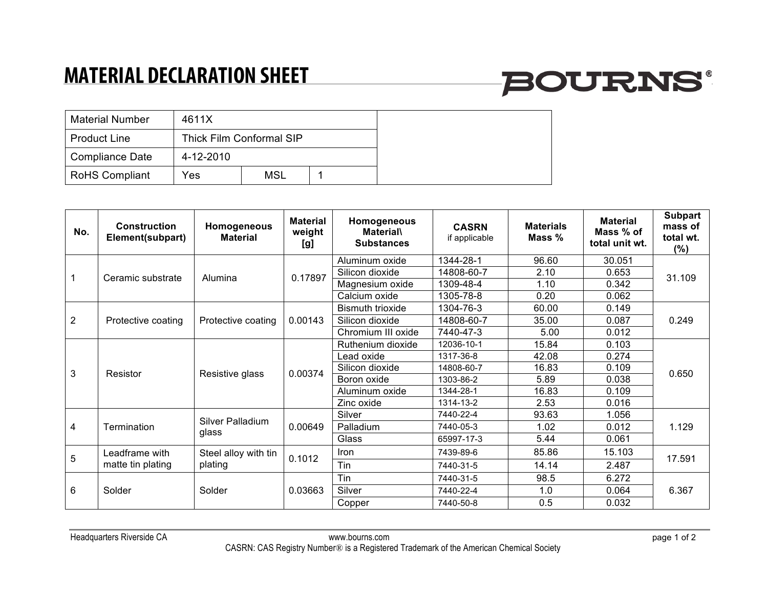# MATERIAL DECLARATION SHEET

BOURNS®

| Material Number | 4611X | | |
|---|---|---|---|
| Product Line | Thick Film Conformal SIP | | |
| Compliance Date | 4-12-2010 | | |
| RoHS Compliant | Yes | MSL | 1 |

| No. | Construction Element(subpart) | Homogeneous Material | Material weight [g] | Homogeneous Material\ Substances | CASRN if applicable | Materials Mass % | Material Mass % of total unit wt. | Subpart mass of total wt. (%) |
|---|---|---|---|---|---|---|---|---|
| 1 | Ceramic substrate | Alumina | 0.17897 | Aluminum oxide | 1344-28-1 | 96.60 | 30.051 | 31.109 |
| | | | | Silicon dioxide | 14808-60-7 | 2.10 | 0.653 | |
| | | | | Magnesium oxide | 1309-48-4 | 1.10 | 0.342 | |
| | | | | Calcium oxide | 1305-78-8 | 0.20 | 0.062 | |
| 2 | Protective coating | Protective coating | 0.00143 | Bismuth trioxide | 1304-76-3 | 60.00 | 0.149 | 0.249 |
| | | | | Silicon dioxide | 14808-60-7 | 35.00 | 0.087 | |
| | | | | Chromium III oxide | 7440-47-3 | 5.00 | 0.012 | |
| 3 | Resistor | Resistive glass | 0.00374 | Ruthenium dioxide | 12036-10-1 | 15.84 | 0.103 | 0.650 |
| | | | | Lead oxide | 1317-36-8 | 42.08 | 0.274 | |
| | | | | Silicon dioxide | 14808-60-7 | 16.83 | 0.109 | |
| | | | | Boron oxide | 1303-86-2 | 5.89 | 0.038 | |
| | | | | Aluminum oxide | 1344-28-1 | 16.83 | 0.109 | |
| | | | | Zinc oxide | 1314-13-2 | 2.53 | 0.016 | |
| 4 | Termination | Silver Palladium glass | 0.00649 | Silver | 7440-22-4 | 93.63 | 1.056 | 1.129 |
| | | | | Palladium | 7440-05-3 | 1.02 | 0.012 | |
| | | | | Glass | 65997-17-3 | 5.44 | 0.061 | |
| 5 | Leadframe with matte tin plating | Steel alloy with tin plating | 0.1012 | Iron | 7439-89-6 | 85.86 | 15.103 | 17.591 |
| | | | | Tin | 7440-31-5 | 14.14 | 2.487 | |
| 6 | Solder | Solder | 0.03663 | Tin | 7440-31-5 | 98.5 | 6.272 | 6.367 |
| | | | | Silver | 7440-22-4 | 1.0 | 0.064 | |
| | | | | Copper | 7440-50-8 | 0.5 | 0.032 | |

Headquarters Riverside CA

www.bourns.com

CASRN: CAS Registry Number® is a Registered Trademark of the American Chemical Society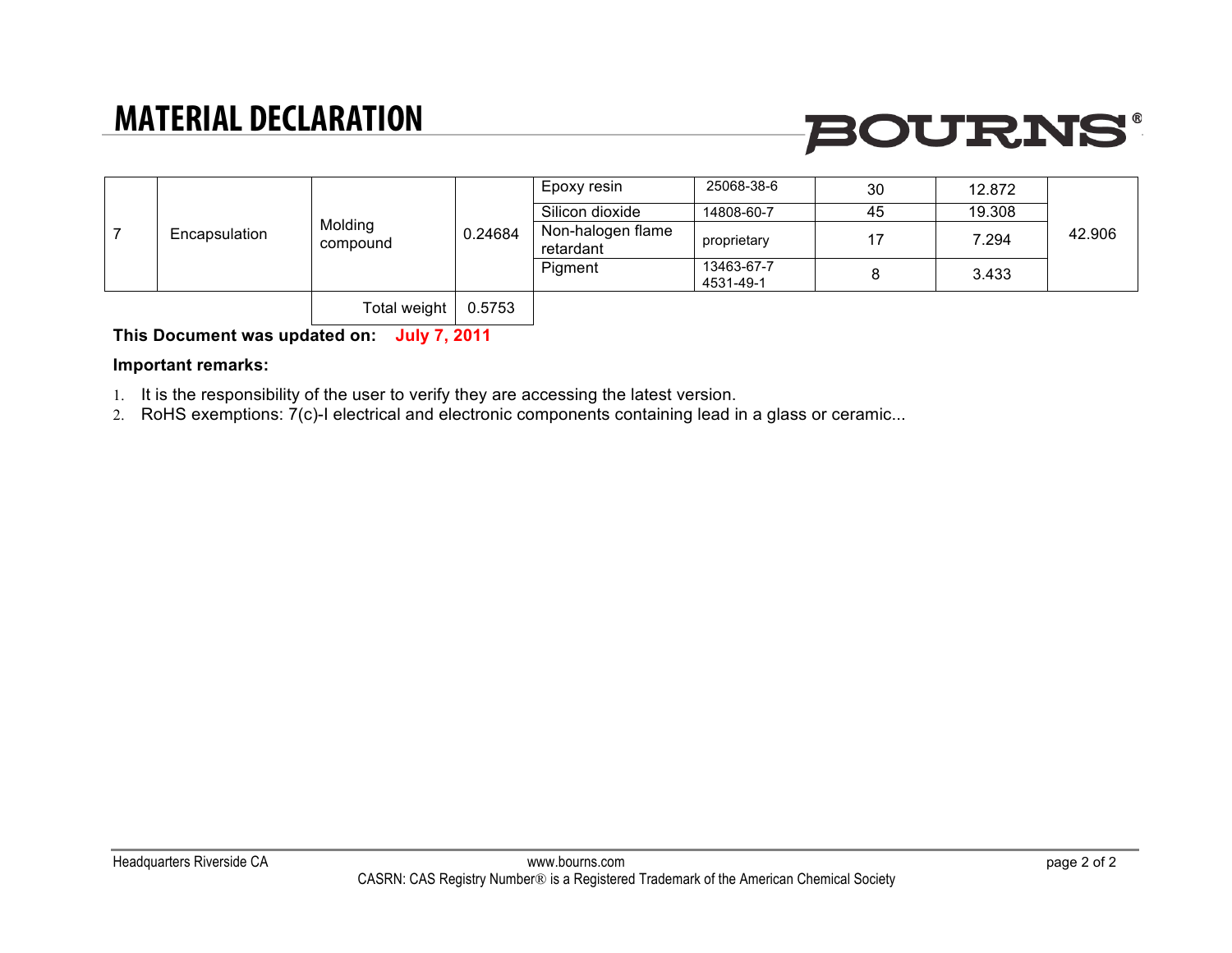# MATERIAL DECLARATION

| | | | | | | | | |
|---|---|---|---|---|---|---|---|---|
| 7 | Encapsulation | Molding compound | 0.24684 | Epoxy resin | 25068-38-6 | 30 | 12.872 | 42.906 |
| | | | | Silicon dioxide | 14808-60-7 | 45 | 19.308 | |
| | | | | Non-halogen flame retardant | proprietary | 17 | 7.294 | |
| | | | | Pigment | 13463-67-7<br>4531-49-1 | 8 | 3.433 | |
| | | Total weight | 0.5753 | | | | | |

**This Document was updated on: July 7, 2011**

**Important remarks:**

1. It is the responsibility of the user to verify they are accessing the latest version.
2. RoHS exemptions: 7(c)-I electrical and electronic components containing lead in a glass or ceramic...

Headquarters Riverside CA www.bourns.com

CASRN: CAS Registry Number® is a Registered Trademark of the American Chemical Society